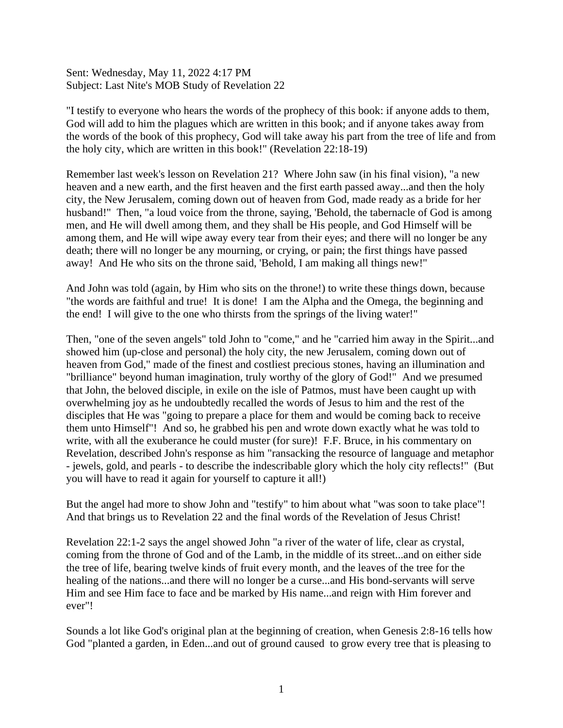Sent: Wednesday, May 11, 2022 4:17 PM
Subject: Last Nite's MOB Study of Revelation 22

"I testify to everyone who hears the words of the prophecy of this book: if anyone adds to them, God will add to him the plagues which are written in this book; and if anyone takes away from the words of the book of this prophecy, God will take away his part from the tree of life and from the holy city, which are written in this book!" (Revelation 22:18-19)

Remember last week's lesson on Revelation 21? Where John saw (in his final vision), "a new heaven and a new earth, and the first heaven and the first earth passed away...and then the holy city, the New Jerusalem, coming down out of heaven from God, made ready as a bride for her husband!" Then, "a loud voice from the throne, saying, 'Behold, the tabernacle of God is among men, and He will dwell among them, and they shall be His people, and God Himself will be among them, and He will wipe away every tear from their eyes; and there will no longer be any death; there will no longer be any mourning, or crying, or pain; the first things have passed away! And He who sits on the throne said, 'Behold, I am making all things new!"

And John was told (again, by Him who sits on the throne!) to write these things down, because "the words are faithful and true! It is done! I am the Alpha and the Omega, the beginning and the end! I will give to the one who thirsts from the springs of the living water!"

Then, "one of the seven angels" told John to "come," and he "carried him away in the Spirit...and showed him (up-close and personal) the holy city, the new Jerusalem, coming down out of heaven from God," made of the finest and costliest precious stones, having an illumination and "brilliance" beyond human imagination, truly worthy of the glory of God!" And we presumed that John, the beloved disciple, in exile on the isle of Patmos, must have been caught up with overwhelming joy as he undoubtedly recalled the words of Jesus to him and the rest of the disciples that He was "going to prepare a place for them and would be coming back to receive them unto Himself"! And so, he grabbed his pen and wrote down exactly what he was told to write, with all the exuberance he could muster (for sure)! F.F. Bruce, in his commentary on Revelation, described John's response as him "ransacking the resource of language and metaphor - jewels, gold, and pearls - to describe the indescribable glory which the holy city reflects!" (But you will have to read it again for yourself to capture it all!)

But the angel had more to show John and "testify" to him about what "was soon to take place"! And that brings us to Revelation 22 and the final words of the Revelation of Jesus Christ!

Revelation 22:1-2 says the angel showed John "a river of the water of life, clear as crystal, coming from the throne of God and of the Lamb, in the middle of its street...and on either side the tree of life, bearing twelve kinds of fruit every month, and the leaves of the tree for the healing of the nations...and there will no longer be a curse...and His bond-servants will serve Him and see Him face to face and be marked by His name...and reign with Him forever and ever"!

Sounds a lot like God's original plan at the beginning of creation, when Genesis 2:8-16 tells how God "planted a garden, in Eden...and out of ground caused to grow every tree that is pleasing to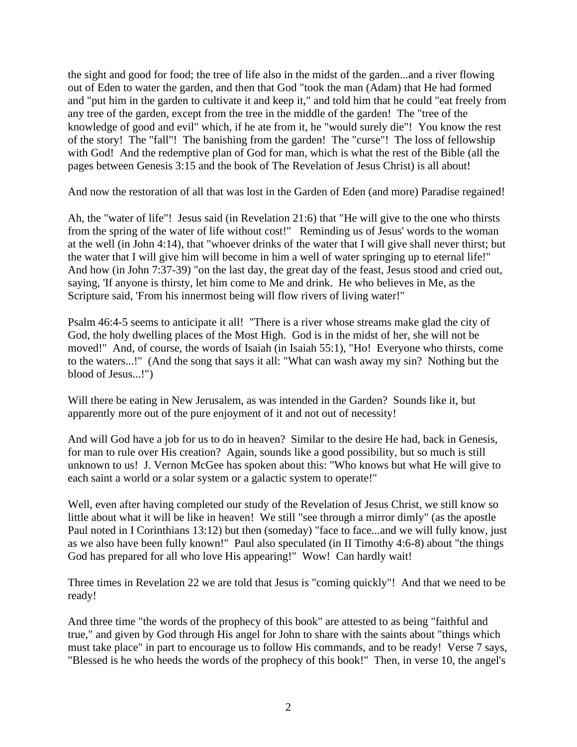the sight and good for food; the tree of life also in the midst of the garden...and a river flowing out of Eden to water the garden, and then that God "took the man (Adam) that He had formed and "put him in the garden to cultivate it and keep it," and told him that he could "eat freely from any tree of the garden, except from the tree in the middle of the garden! The "tree of the knowledge of good and evil" which, if he ate from it, he "would surely die"! You know the rest of the story! The "fall"! The banishing from the garden! The "curse"! The loss of fellowship with God! And the redemptive plan of God for man, which is what the rest of the Bible (all the pages between Genesis 3:15 and the book of The Revelation of Jesus Christ) is all about!

And now the restoration of all that was lost in the Garden of Eden (and more) Paradise regained!

Ah, the "water of life"! Jesus said (in Revelation 21:6) that "He will give to the one who thirsts from the spring of the water of life without cost!" Reminding us of Jesus' words to the woman at the well (in John 4:14), that "whoever drinks of the water that I will give shall never thirst; but the water that I will give him will become in him a well of water springing up to eternal life!" And how (in John 7:37-39) "on the last day, the great day of the feast, Jesus stood and cried out, saying, 'If anyone is thirsty, let him come to Me and drink. He who believes in Me, as the Scripture said, 'From his innermost being will flow rivers of living water!"

Psalm 46:4-5 seems to anticipate it all! "There is a river whose streams make glad the city of God, the holy dwelling places of the Most High. God is in the midst of her, she will not be moved!" And, of course, the words of Isaiah (in Isaiah 55:1), "Ho! Everyone who thirsts, come to the waters...!" (And the song that says it all: "What can wash away my sin? Nothing but the blood of Jesus...!")

Will there be eating in New Jerusalem, as was intended in the Garden? Sounds like it, but apparently more out of the pure enjoyment of it and not out of necessity!

And will God have a job for us to do in heaven? Similar to the desire He had, back in Genesis, for man to rule over His creation? Again, sounds like a good possibility, but so much is still unknown to us! J. Vernon McGee has spoken about this: "Who knows but what He will give to each saint a world or a solar system or a galactic system to operate!"

Well, even after having completed our study of the Revelation of Jesus Christ, we still know so little about what it will be like in heaven! We still "see through a mirror dimly" (as the apostle Paul noted in I Corinthians 13:12) but then (someday) "face to face...and we will fully know, just as we also have been fully known!" Paul also speculated (in II Timothy 4:6-8) about "the things God has prepared for all who love His appearing!" Wow! Can hardly wait!

Three times in Revelation 22 we are told that Jesus is "coming quickly"! And that we need to be ready!

And three time "the words of the prophecy of this book" are attested to as being "faithful and true," and given by God through His angel for John to share with the saints about "things which must take place" in part to encourage us to follow His commands, and to be ready! Verse 7 says, "Blessed is he who heeds the words of the prophecy of this book!" Then, in verse 10, the angel's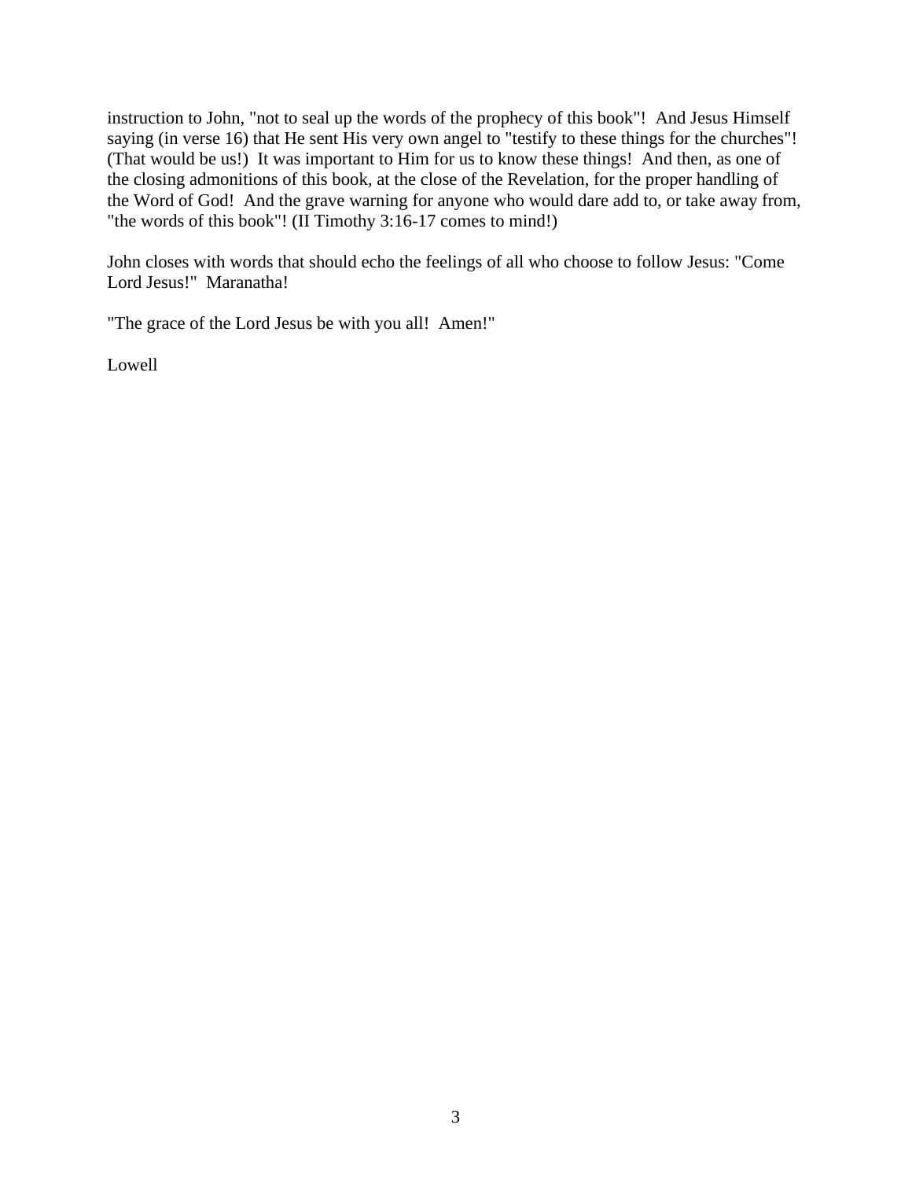instruction to John, "not to seal up the words of the prophecy of this book"!  And Jesus Himself saying (in verse 16) that He sent His very own angel to "testify to these things for the churches"! (That would be us!)  It was important to Him for us to know these things!  And then, as one of the closing admonitions of this book, at the close of the Revelation, for the proper handling of the Word of God!  And the grave warning for anyone who would dare add to, or take away from, "the words of this book"! (II Timothy 3:16-17 comes to mind!)

John closes with words that should echo the feelings of all who choose to follow Jesus: "Come Lord Jesus!"  Maranatha!

"The grace of the Lord Jesus be with you all!  Amen!"

Lowell